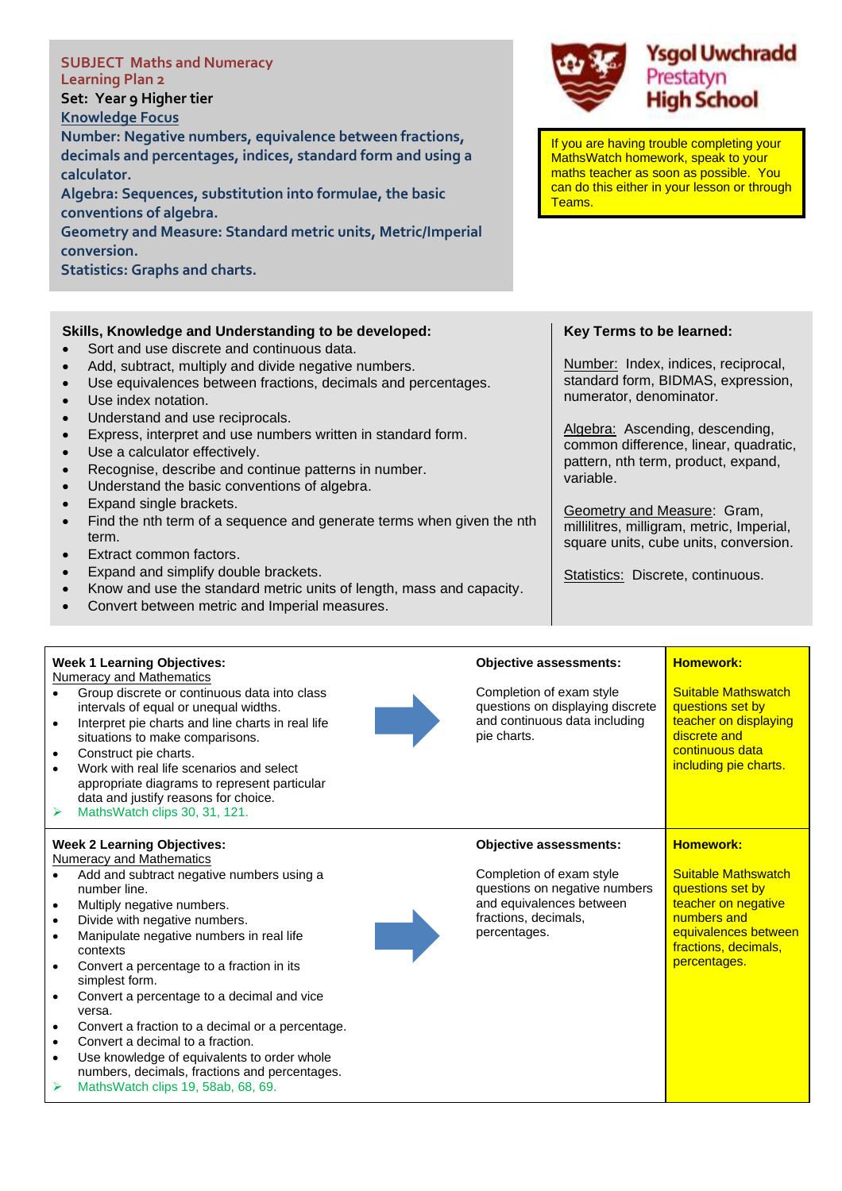**SUBJECT Maths and Numeracy**
**Learning Plan 2**

**Set: Year 9 Higher tier**

**Knowledge Focus**

**Number: Negative numbers, equivalence between fractions, decimals and percentages, indices, standard form and using a calculator.**

**Algebra: Sequences, substitution into formulae, the basic conventions of algebra.**

**Geometry and Measure: Standard metric units, Metric/Imperial conversion.**

**Statistics: Graphs and charts.**

**Ysgol Uwchradd Prestatyn High School**

If you are having trouble completing your MathsWatch homework, speak to your maths teacher as soon as possible. You can do this either in your lesson or through Teams.

**Skills, Knowledge and Understanding to be developed:**

- Sort and use discrete and continuous data.
- Add, subtract, multiply and divide negative numbers.
- Use equivalences between fractions, decimals and percentages.
- Use index notation.
- Understand and use reciprocals.
- Express, interpret and use numbers written in standard form.
- Use a calculator effectively.
- Recognise, describe and continue patterns in number.
- Understand the basic conventions of algebra.
- Expand single brackets.
- Find the nth term of a sequence and generate terms when given the nth term.
- Extract common factors.
- Expand and simplify double brackets.
- Know and use the standard metric units of length, mass and capacity.
- Convert between metric and Imperial measures.

**Key Terms to be learned:**

Number: Index, indices, reciprocal, standard form, BIDMAS, expression, numerator, denominator.

Algebra: Ascending, descending, common difference, linear, quadratic, pattern, nth term, product, expand, variable.

Geometry and Measure: Gram, millilitres, milligram, metric, Imperial, square units, cube units, conversion.

Statistics: Discrete, continuous.

| Learning Objectives | Objective assessments | Homework |
| --- | --- | --- |
| **Week 1 Learning Objectives:**<br>Numeracy and Mathematics<br>• Group discrete or continuous data into class intervals of equal or unequal widths.<br>• Interpret pie charts and line charts in real life situations to make comparisons.<br>• Construct pie charts.<br>• Work with real life scenarios and select appropriate diagrams to represent particular data and justify reasons for choice.<br>➢ MathsWatch clips 30, 31, 121. | **Objective assessments:**<br>Completion of exam style questions on displaying discrete and continuous data including pie charts. | **Homework:**<br>Suitable Mathswatch questions set by teacher on displaying discrete and continuous data including pie charts. |
| **Week 2 Learning Objectives:**<br>Numeracy and Mathematics<br>• Add and subtract negative numbers using a number line.<br>• Multiply negative numbers.<br>• Divide with negative numbers.<br>• Manipulate negative numbers in real life contexts<br>• Convert a percentage to a fraction in its simplest form.<br>• Convert a percentage to a decimal and vice versa.<br>• Convert a fraction to a decimal or a percentage.<br>• Convert a decimal to a fraction.<br>• Use knowledge of equivalents to order whole numbers, decimals, fractions and percentages.<br>➢ MathsWatch clips 19, 58ab, 68, 69. | **Objective assessments:**<br>Completion of exam style questions on negative numbers and equivalences between fractions, decimals, percentages. | **Homework:**<br>Suitable Mathswatch questions set by teacher on negative numbers and equivalences between fractions, decimals, percentages. |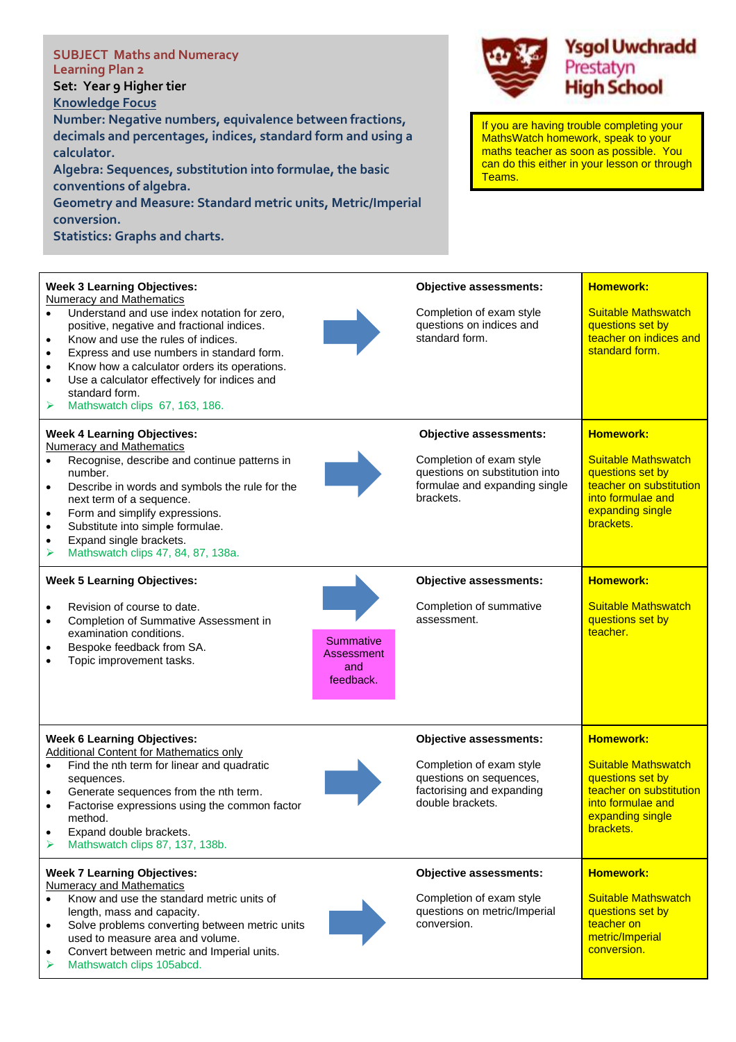SUBJECT Maths and Numeracy
Learning Plan 2
**Set: Year 9 Higher tier**
Knowledge Focus
**Number: Negative numbers, equivalence between fractions, decimals and percentages, indices, standard form and using a calculator.**
**Algebra: Sequences, substitution into formulae, the basic conventions of algebra.**
**Geometry and Measure: Standard metric units, Metric/Imperial conversion.**
**Statistics: Graphs and charts.**

**Ysgol Uwchradd Prestatyn High School**

If you are having trouble completing your MathsWatch homework, speak to your maths teacher as soon as possible. You can do this either in your lesson or through Teams.

| | | | |
|---|---|---|---|
| **Week 3 Learning Objectives:**<br>Numeracy and Mathematics<br>• Understand and use index notation for zero, positive, negative and fractional indices.<br>• Know and use the rules of indices.<br>• Express and use numbers in standard form.<br>• Know how a calculator orders its operations.<br>• Use a calculator effectively for indices and standard form.<br>➢ Mathswatch clips 67, 163, 186. | | **Objective assessments:**<br>Completion of exam style questions on indices and standard form. | **Homework:**<br>Suitable Mathswatch questions set by teacher on indices and standard form. |
| **Week 4 Learning Objectives:**<br>Numeracy and Mathematics<br>• Recognise, describe and continue patterns in number.<br>• Describe in words and symbols the rule for the next term of a sequence.<br>• Form and simplify expressions.<br>• Substitute into simple formulae.<br>• Expand single brackets.<br>➢ Mathswatch clips 47, 84, 87, 138a. | | **Objective assessments:**<br>Completion of exam style questions on substitution into formulae and expanding single brackets. | **Homework:**<br>Suitable Mathswatch questions set by teacher on substitution into formulae and expanding single brackets. |
| **Week 5 Learning Objectives:**<br>• Revision of course to date.<br>• Completion of Summative Assessment in examination conditions.<br>• Bespoke feedback from SA.<br>• Topic improvement tasks. | Summative Assessment and feedback. | **Objective assessments:**<br>Completion of summative assessment. | **Homework:**<br>Suitable Mathswatch questions set by teacher. |
| **Week 6 Learning Objectives:**<br>Additional Content for Mathematics only<br>• Find the nth term for linear and quadratic sequences.<br>• Generate sequences from the nth term.<br>• Factorise expressions using the common factor method.<br>• Expand double brackets.<br>➢ Mathswatch clips 87, 137, 138b. | | **Objective assessments:**<br>Completion of exam style questions on sequences, factorising and expanding double brackets. | **Homework:**<br>Suitable Mathswatch questions set by teacher on substitution into formulae and expanding single brackets. |
| **Week 7 Learning Objectives:**<br>Numeracy and Mathematics<br>• Know and use the standard metric units of length, mass and capacity.<br>• Solve problems converting between metric units used to measure area and volume.<br>• Convert between metric and Imperial units.<br>➢ Mathswatch clips 105abcd. | | **Objective assessments:**<br>Completion of exam style questions on metric/Imperial conversion. | **Homework:**<br>Suitable Mathswatch questions set by teacher on metric/Imperial conversion. |